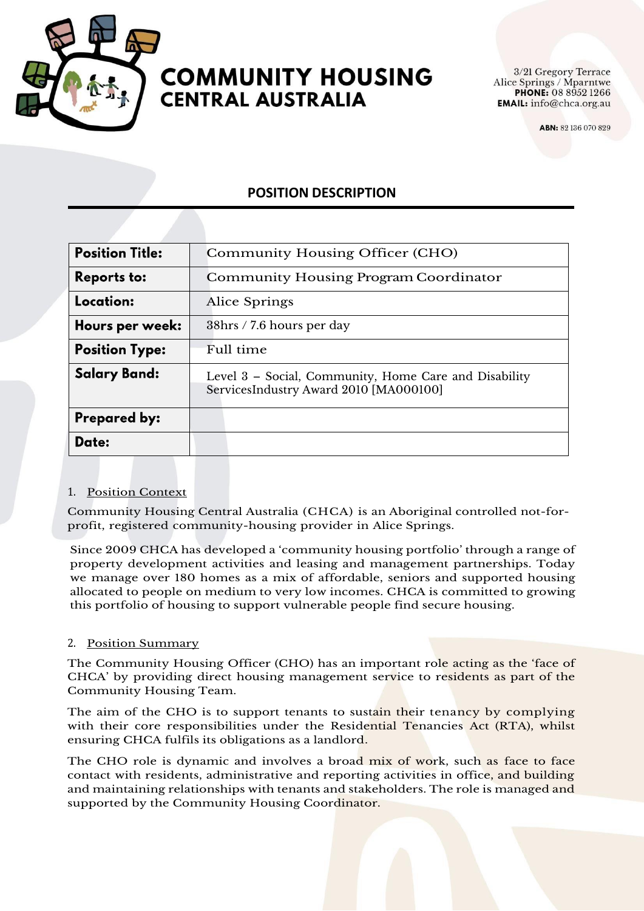# COMMUNITY HOUSING CENTRAL AUSTRALIA

3/21 Gregory Terrace
Alice Springs / Mparntwe
**PHONE:** 08 8952 1266
**EMAIL:** info@chca.org.au

**ABN:** 82 136 070 829

## POSITION DESCRIPTION

| **Position Title:** | Community Housing Officer (CHO) |
|---|---|
| **Reports to:** | Community Housing Program Coordinator |
| **Location:** | Alice Springs |
| **Hours per week:** | 38hrs / 7.6 hours per day |
| **Position Type:** | Full time |
| **Salary Band:** | Level 3 – Social, Community, Home Care and Disability ServicesIndustry Award 2010 [MA000100] |
| **Prepared by:** | |
| **Date:** | |

### 1. Position Context

Community Housing Central Australia (CHCA) is an Aboriginal controlled not-for-profit, registered community-housing provider in Alice Springs.

Since 2009 CHCA has developed a 'community housing portfolio' through a range of property development activities and leasing and management partnerships. Today we manage over 180 homes as a mix of affordable, seniors and supported housing allocated to people on medium to very low incomes. CHCA is committed to growing this portfolio of housing to support vulnerable people find secure housing.

### 2. Position Summary

The Community Housing Officer (CHO) has an important role acting as the 'face of CHCA' by providing direct housing management service to residents as part of the Community Housing Team.

The aim of the CHO is to support tenants to sustain their tenancy by complying with their core responsibilities under the Residential Tenancies Act (RTA), whilst ensuring CHCA fulfils its obligations as a landlord.

The CHO role is dynamic and involves a broad mix of work, such as face to face contact with residents, administrative and reporting activities in office, and building and maintaining relationships with tenants and stakeholders. The role is managed and supported by the Community Housing Coordinator.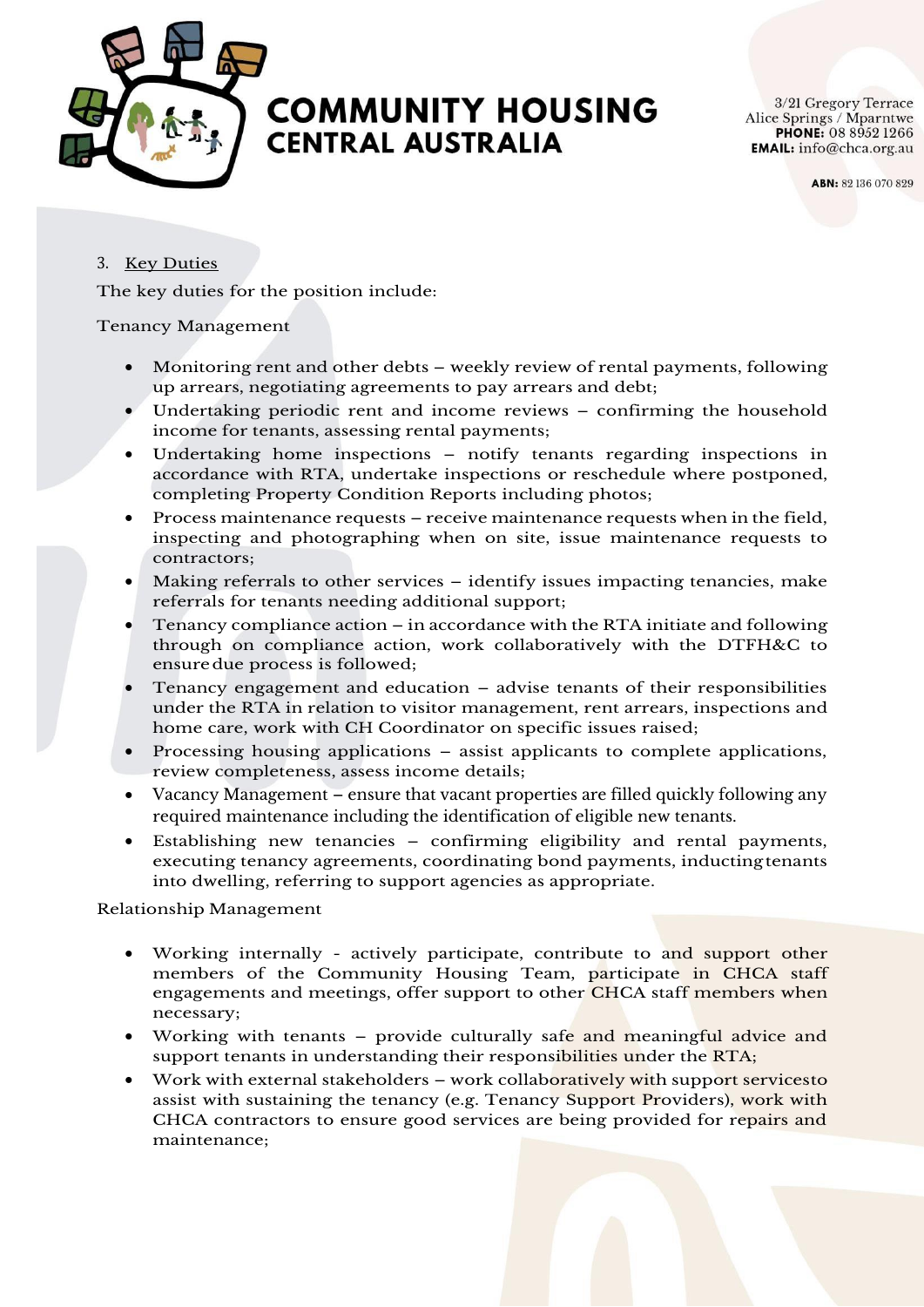3. Key Duties

The key duties for the position include:

Tenancy Management

- Monitoring rent and other debts – weekly review of rental payments, following up arrears, negotiating agreements to pay arrears and debt;
- Undertaking periodic rent and income reviews – confirming the household income for tenants, assessing rental payments;
- Undertaking home inspections – notify tenants regarding inspections in accordance with RTA, undertake inspections or reschedule where postponed, completing Property Condition Reports including photos;
- Process maintenance requests – receive maintenance requests when in the field, inspecting and photographing when on site, issue maintenance requests to contractors;
- Making referrals to other services – identify issues impacting tenancies, make referrals for tenants needing additional support;
- Tenancy compliance action – in accordance with the RTA initiate and following through on compliance action, work collaboratively with the DTFH&C to ensure due process is followed;
- Tenancy engagement and education – advise tenants of their responsibilities under the RTA in relation to visitor management, rent arrears, inspections and home care, work with CH Coordinator on specific issues raised;
- Processing housing applications – assist applicants to complete applications, review completeness, assess income details;
- Vacancy Management – ensure that vacant properties are filled quickly following any required maintenance including the identification of eligible new tenants.
- Establishing new tenancies – confirming eligibility and rental payments, executing tenancy agreements, coordinating bond payments, inducting tenants into dwelling, referring to support agencies as appropriate.

Relationship Management

- Working internally - actively participate, contribute to and support other members of the Community Housing Team, participate in CHCA staff engagements and meetings, offer support to other CHCA staff members when necessary;
- Working with tenants – provide culturally safe and meaningful advice and support tenants in understanding their responsibilities under the RTA;
- Work with external stakeholders – work collaboratively with support servicesto assist with sustaining the tenancy (e.g. Tenancy Support Providers), work with CHCA contractors to ensure good services are being provided for repairs and maintenance;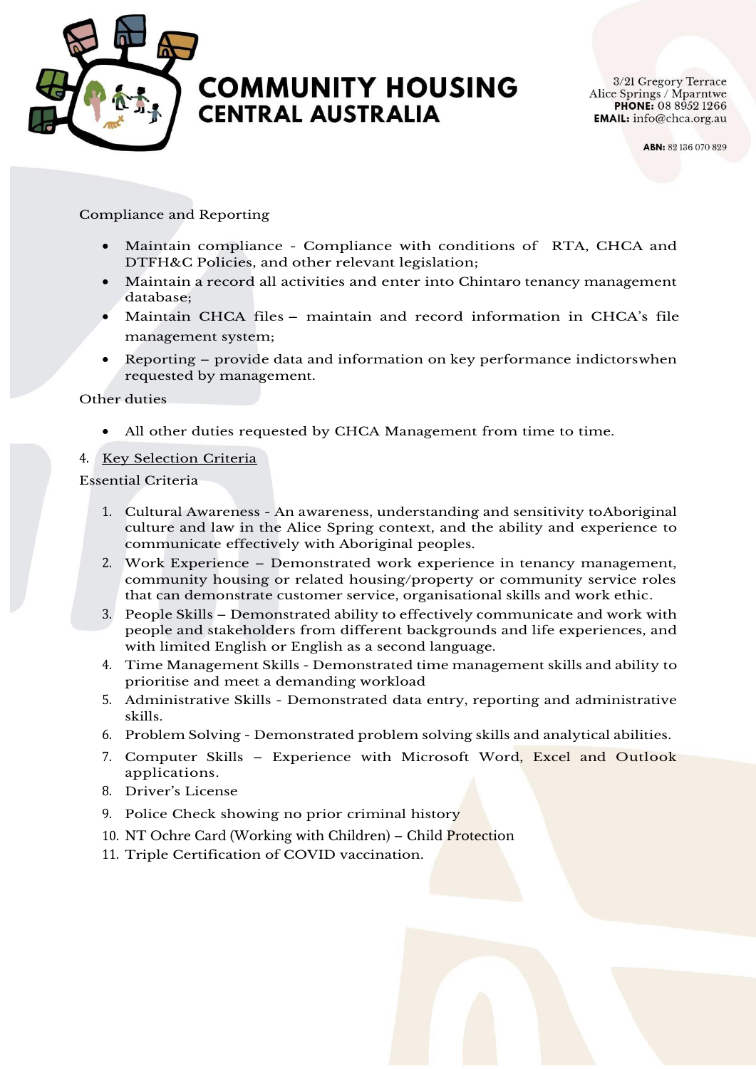Compliance and Reporting

- Maintain compliance - Compliance with conditions of  RTA, CHCA and DTFH&C Policies, and other relevant legislation;
- Maintain a record all activities and enter into Chintaro tenancy management database;
- Maintain CHCA files – maintain and record information in CHCA's file management system;
- Reporting – provide data and information on key performance indictorswhen requested by management.

Other duties

- All other duties requested by CHCA Management from time to time.

4. Key Selection Criteria

Essential Criteria

1. Cultural Awareness - An awareness, understanding and sensitivity toAboriginal culture and law in the Alice Spring context, and the ability and experience to communicate effectively with Aboriginal peoples.
2. Work Experience – Demonstrated work experience in tenancy management, community housing or related housing/property or community service roles that can demonstrate customer service, organisational skills and work ethic.
3. People Skills – Demonstrated ability to effectively communicate and work with people and stakeholders from different backgrounds and life experiences, and with limited English or English as a second language.
4. Time Management Skills - Demonstrated time management skills and ability to prioritise and meet a demanding workload
5. Administrative Skills - Demonstrated data entry, reporting and administrative skills.
6. Problem Solving - Demonstrated problem solving skills and analytical abilities.
7. Computer Skills – Experience with Microsoft Word, Excel and Outlook applications.
8. Driver's License
9. Police Check showing no prior criminal history
10. NT Ochre Card (Working with Children) – Child Protection
11. Triple Certification of COVID vaccination.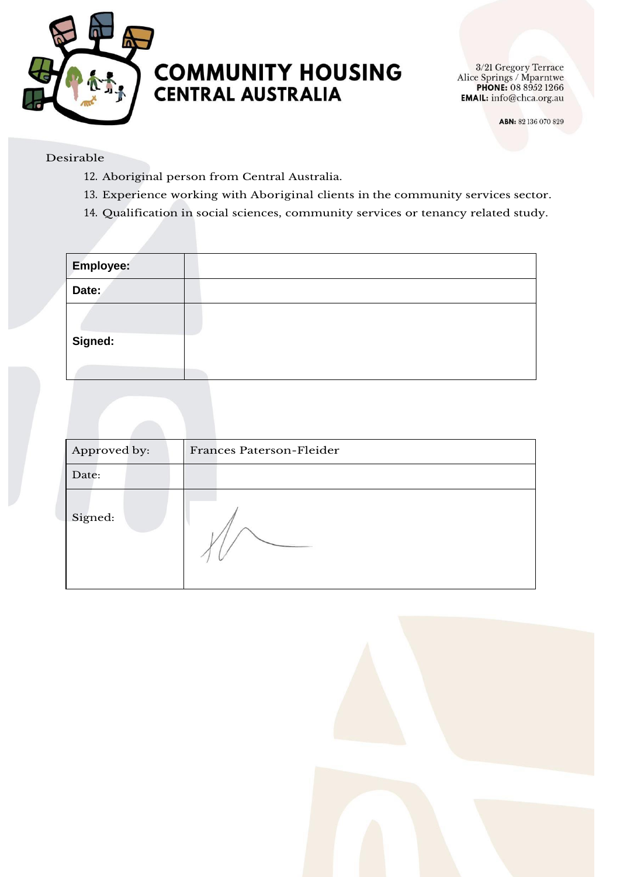Desirable

12. Aboriginal person from Central Australia.
13. Experience working with Aboriginal clients in the community services sector.
14. Qualification in social sciences, community services or tenancy related study.

| | |
|---|---|
| **Employee:** | |
| **Date:** | |
| **Signed:** | |

| | |
|---|---|
| Approved by: | Frances Paterson-Fleider |
| Date: | |
| Signed: | |